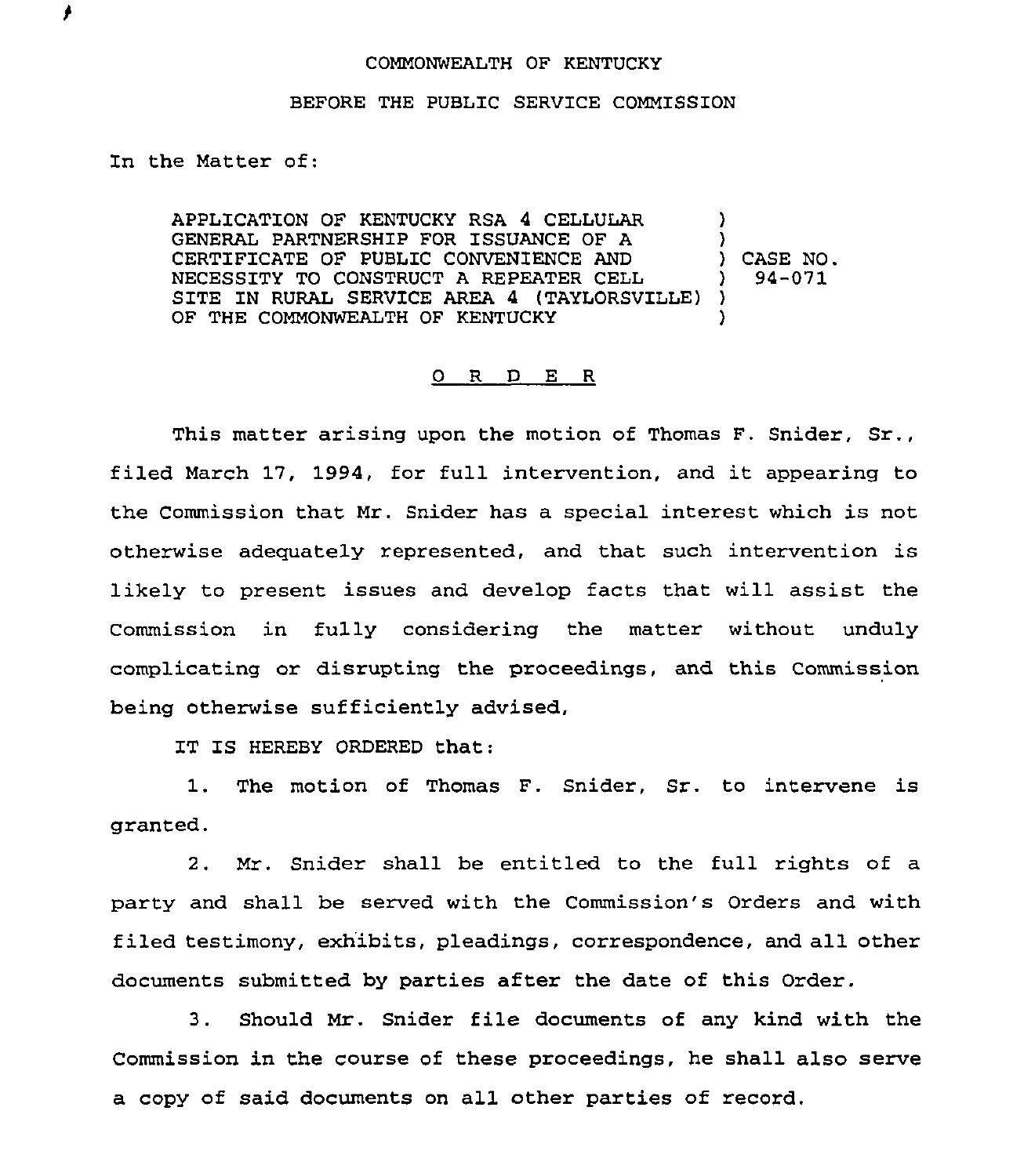COMMONWEALTH OF KENTUCKY

BEFORE THE PUBLIC SERVICE COMMISSION

In the Matter of:

APPLICATION OF KENTUCKY RSA 4 CELLULAR GENERAL PARTNERSHIP FOR ISSUANCE OF A CERTIFICATE OF PUBLIC CONVENIENCE AND NECESSITY TO CONSTRUCT A REPEATER CELL SITE IN RURAL SERVICE AREA 4 (TAYLORSVILLE) OF THE COMMONWEALTH OF KENTUCKY

) CASE NO. 94-071

## O R D E R

This matter arising upon the motion of Thomas F. Snider, Sr., filed March 17, 1994, for full intervention, and it appearing to the Commission that Mr. Snider has a special interest which is not otherwise adequately represented, and that such intervention is likely to present issues and develop facts that will assist the Commission in fully considering the matter without unduly complicating or disrupting the proceedings, and this Commission being otherwise sufficiently advised,

IT IS HEREBY ORDERED that:

1. The motion of Thomas F. Snider, Sr. to intervene is granted.

2. Mr. Snider shall be entitled to the full rights of a party and shall be served with the Commission's Orders and with filed testimony, exhibits, pleadings, correspondence, and all other documents submitted by parties after the date of this Order.

3. Should Mr. Snider file documents of any kind with the Commission in the course of these proceedings, he shall also serve a copy of said documents on all other parties of record.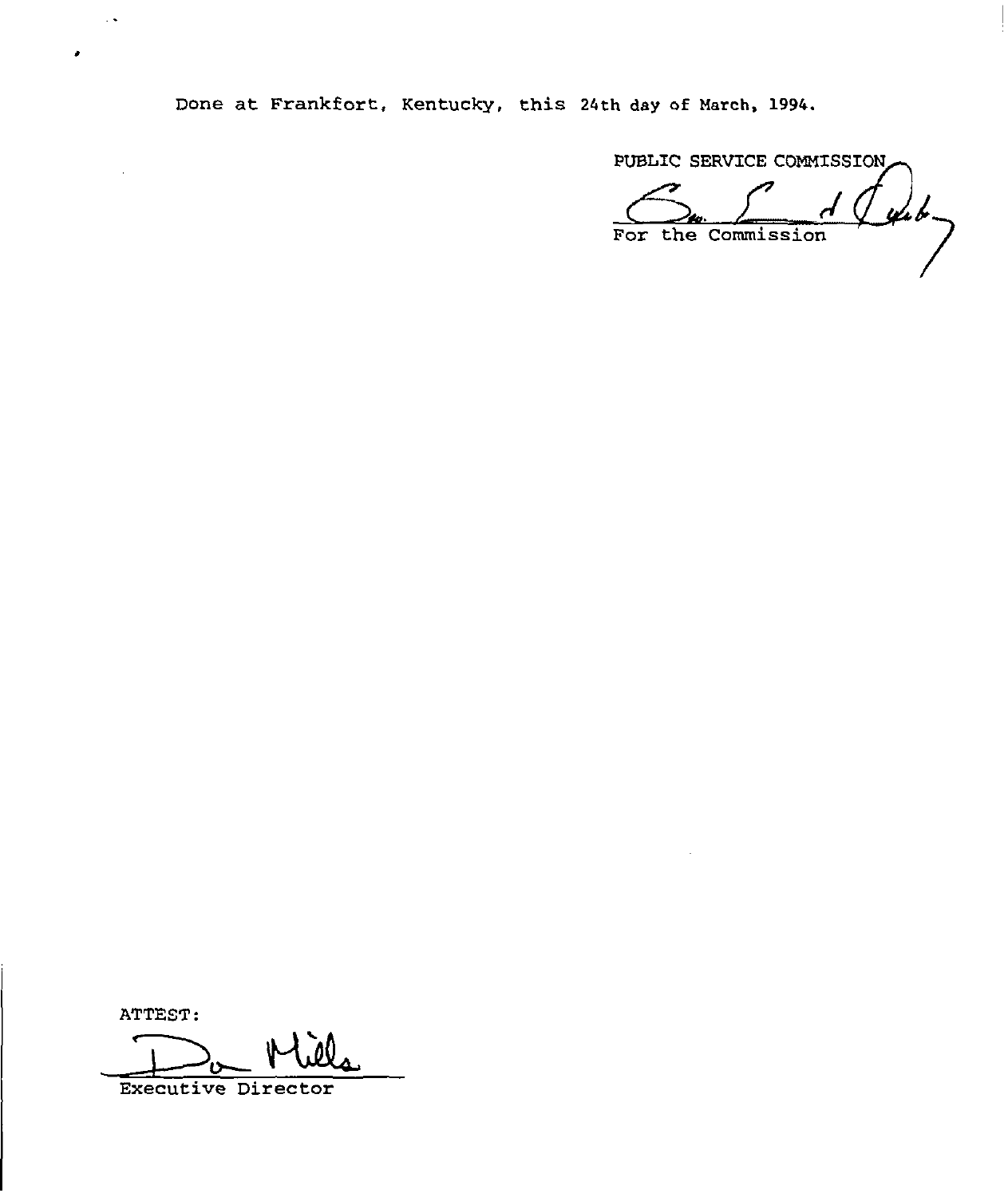Done at Frankfort, Kentucky, this 24th day of March, 1994.

PUBLIC SERVICE COMMISSION

For the Commission

ATTEST:

Executive Director